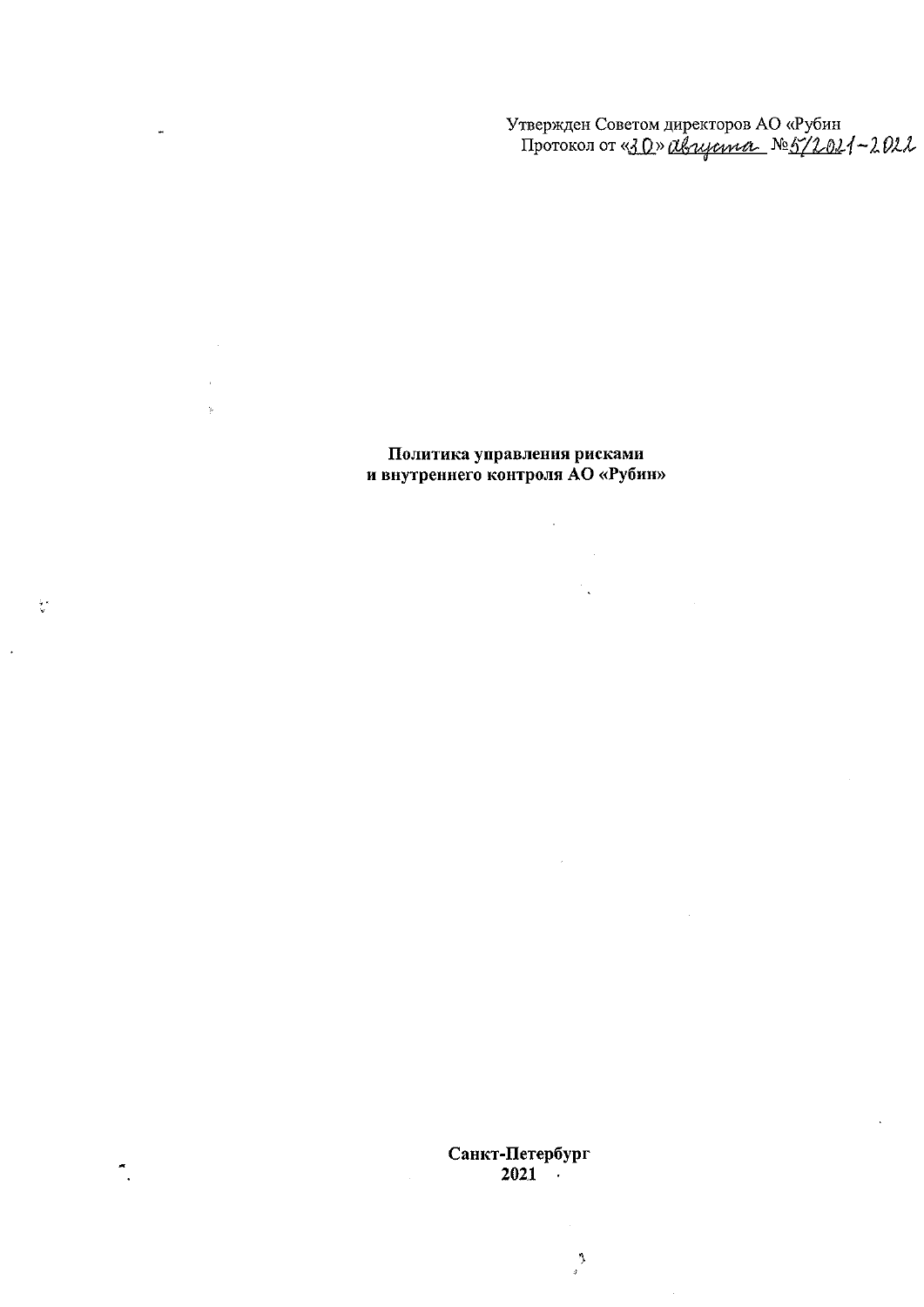Утвержден Советом директоров АО «Рубин
Протокол от «30» августа №5/2021-2022

**Политика управления рисками**
**и внутреннего контроля АО «Рубин»**

**Санкт-Петербург**
**2021**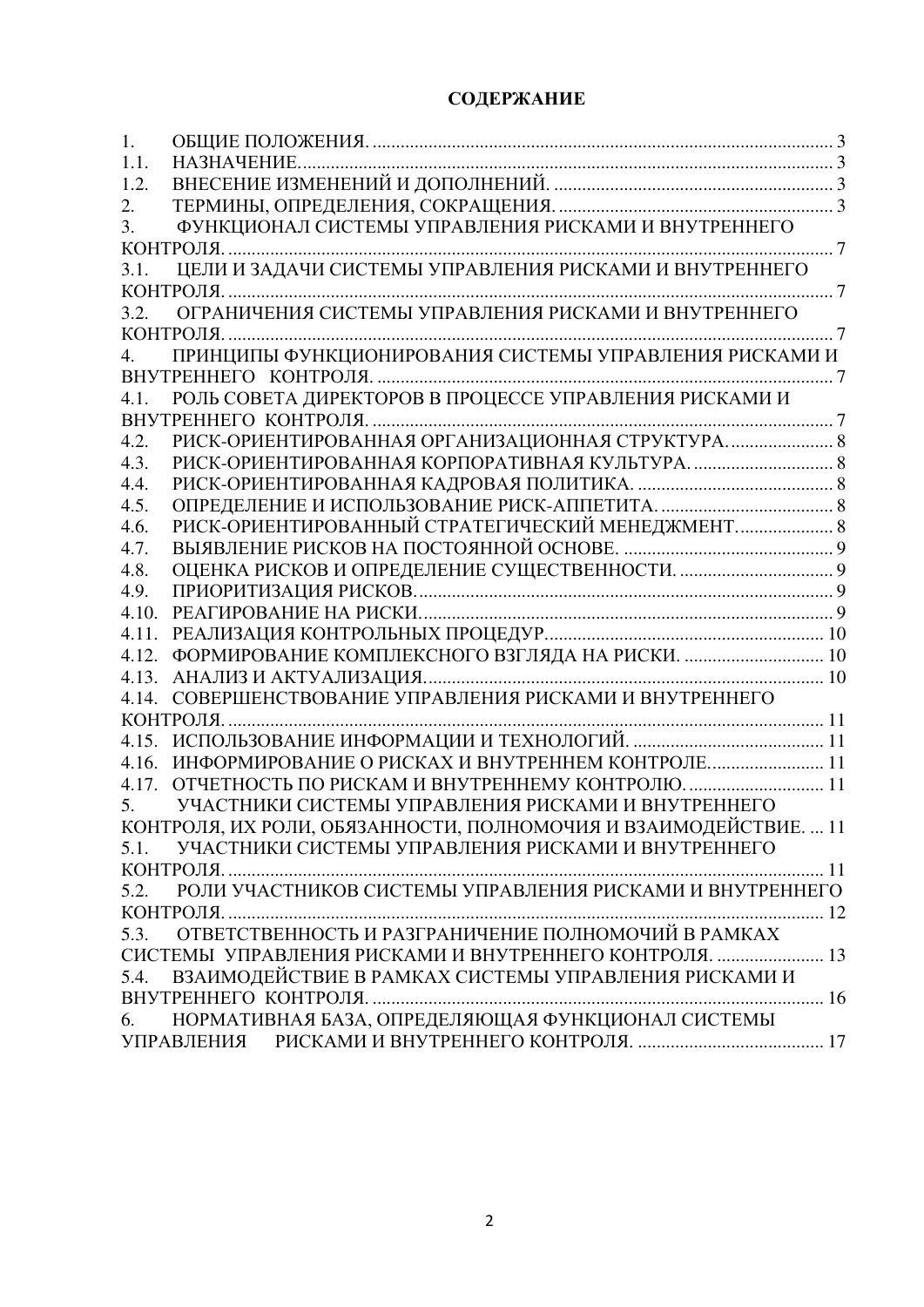**СОДЕРЖАНИЕ**

1. ОБЩИЕ ПОЛОЖЕНИЯ. .................................................................................................... 3
1.1. НАЗНАЧЕНИЕ.................................................................................................................. 3
1.2. ВНЕСЕНИЕ ИЗМЕНЕНИЙ И ДОПОЛНЕНИЙ. ............................................................ 3
2. ТЕРМИНЫ, ОПРЕДЕЛЕНИЯ, СОКРАЩЕНИЯ. ........................................................... 3
3. ФУНКЦИОНАЛ СИСТЕМЫ УПРАВЛЕНИЯ РИСКАМИ И ВНУТРЕННЕГО КОНТРОЛЯ. .................................................................................................................................. 7
3.1. ЦЕЛИ И ЗАДАЧИ СИСТЕМЫ УПРАВЛЕНИЯ РИСКАМИ И ВНУТРЕННЕГО КОНТРОЛЯ. .................................................................................................................................. 7
3.2. ОГРАНИЧЕНИЯ СИСТЕМЫ УПРАВЛЕНИЯ РИСКАМИ И ВНУТРЕННЕГО КОНТРОЛЯ. .................................................................................................................................. 7
4. ПРИНЦИПЫ ФУНКЦИОНИРОВАНИЯ СИСТЕМЫ УПРАВЛЕНИЯ РИСКАМИ И ВНУТРЕННЕГО КОНТРОЛЯ. .................................................................................................. 7
4.1. РОЛЬ СОВЕТА ДИРЕКТОРОВ В ПРОЦЕССЕ УПРАВЛЕНИЯ РИСКАМИ И ВНУТРЕННЕГО КОНТРОЛЯ. ................................................................................................... 7
4.2. РИСК-ОРИЕНТИРОВАННАЯ ОРГАНИЗАЦИОННАЯ СТРУКТУРА. ...................... 8
4.3. РИСК-ОРИЕНТИРОВАННАЯ КОРПОРАТИВНАЯ КУЛЬТУРА. .............................. 8
4.4. РИСК-ОРИЕНТИРОВАННАЯ КАДРОВАЯ ПОЛИТИКА. .......................................... 8
4.5. ОПРЕДЕЛЕНИЕ И ИСПОЛЬЗОВАНИЕ РИСК-АППЕТИТА. ..................................... 8
4.6. РИСК-ОРИЕНТИРОВАННЫЙ СТРАТЕГИЧЕСКИЙ МЕНЕДЖМЕНТ. .................... 8
4.7. ВЫЯВЛЕНИЕ РИСКОВ НА ПОСТОЯННОЙ ОСНОВЕ. ............................................. 9
4.8. ОЦЕНКА РИСКОВ И ОПРЕДЕЛЕНИЕ СУЩЕСТВЕННОСТИ. ................................. 9
4.9. ПРИОРИТИЗАЦИЯ РИСКОВ. ......................................................................................... 9
4.10. РЕАГИРОВАНИЕ НА РИСКИ. ........................................................................................ 9
4.11. РЕАЛИЗАЦИЯ КОНТРОЛЬНЫХ ПРОЦЕДУР. ........................................................... 10
4.12. ФОРМИРОВАНИЕ КОМПЛЕКСНОГО ВЗГЛЯДА НА РИСКИ. .............................. 10
4.13. АНАЛИЗ И АКТУАЛИЗАЦИЯ. ..................................................................................... 10
4.14. СОВЕРШЕНСТВОВАНИЕ УПРАВЛЕНИЯ РИСКАМИ И ВНУТРЕННЕГО КОНТРОЛЯ. ................................................................................................................................ 11
4.15. ИСПОЛЬЗОВАНИЕ ИНФОРМАЦИИ И ТЕХНОЛОГИЙ. ......................................... 11
4.16. ИНФОРМИРОВАНИЕ О РИСКАХ И ВНУТРЕННЕМ КОНТРОЛЕ. ........................ 11
4.17. ОТЧЕТНОСТЬ ПО РИСКАМ И ВНУТРЕННЕМУ КОНТРОЛЮ. ............................ 11
5. УЧАСТНИКИ СИСТЕМЫ УПРАВЛЕНИЯ РИСКАМИ И ВНУТРЕННЕГО КОНТРОЛЯ, ИХ РОЛИ, ОБЯЗАННОСТИ, ПОЛНОМОЧИЯ И ВЗАИМОДЕЙСТВИЕ. ... 11
5.1. УЧАСТНИКИ СИСТЕМЫ УПРАВЛЕНИЯ РИСКАМИ И ВНУТРЕННЕГО КОНТРОЛЯ. ................................................................................................................................ 11
5.2. РОЛИ УЧАСТНИКОВ СИСТЕМЫ УПРАВЛЕНИЯ РИСКАМИ И ВНУТРЕННЕГО КОНТРОЛЯ. ................................................................................................................................ 12
5.3. ОТВЕТСТВЕННОСТЬ И РАЗГРАНИЧЕНИЕ ПОЛНОМОЧИЙ В РАМКАХ СИСТЕМЫ УПРАВЛЕНИЯ РИСКАМИ И ВНУТРЕННЕГО КОНТРОЛЯ. ....................... 13
5.4. ВЗАИМОДЕЙСТВИЕ В РАМКАХ СИСТЕМЫ УПРАВЛЕНИЯ РИСКАМИ И ВНУТРЕННЕГО КОНТРОЛЯ. ................................................................................................. 16
6. НОРМАТИВНАЯ БАЗА, ОПРЕДЕЛЯЮЩАЯ ФУНКЦИОНАЛ СИСТЕМЫ УПРАВЛЕНИЯ РИСКАМИ И ВНУТРЕННЕГО КОНТРОЛЯ. ........................................ 17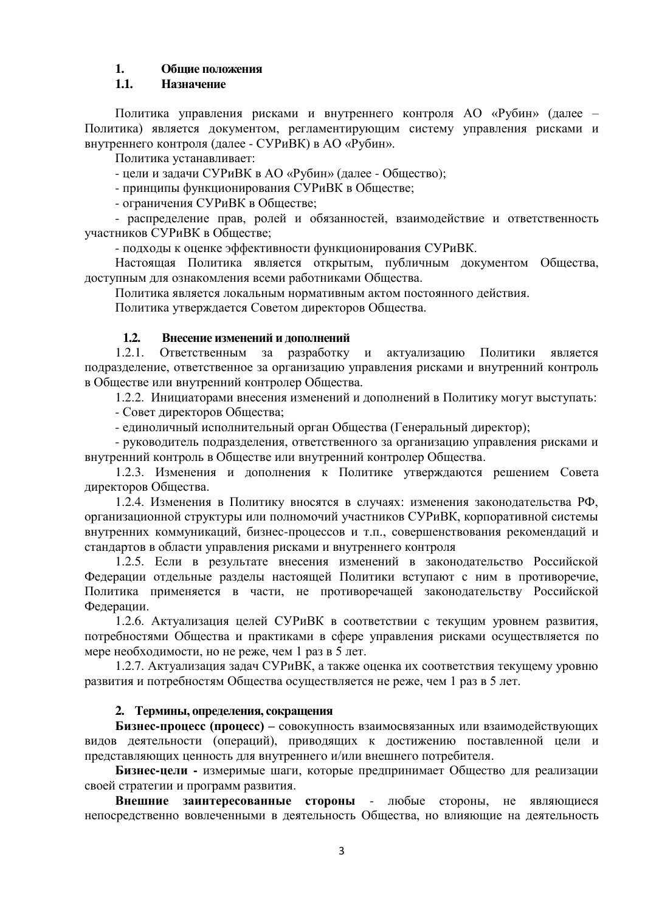# 1. Общие положения

## 1.1. Назначение

Политика управления рисками и внутреннего контроля АО «Рубин» (далее – Политика) является документом, регламентирующим систему управления рисками и внутреннего контроля (далее - СУРиВК) в АО «Рубин».

Политика устанавливает:

- цели и задачи СУРиВК в АО «Рубин» (далее - Общество);
- принципы функционирования СУРиВК в Обществе;
- ограничения СУРиВК в Обществе;
- распределение прав, ролей и обязанностей, взаимодействие и ответственность участников СУРиВК в Обществе;
- подходы к оценке эффективности функционирования СУРиВК.

Настоящая Политика является открытым, публичным документом Общества, доступным для ознакомления всеми работниками Общества.

Политика является локальным нормативным актом постоянного действия.

Политика утверждается Советом директоров Общества.

## 1.2. Внесение изменений и дополнений

1.2.1. Ответственным за разработку и актуализацию Политики является подразделение, ответственное за организацию управления рисками и внутренний контроль в Обществе или внутренний контролер Общества.

1.2.2. Инициаторами внесения изменений и дополнений в Политику могут выступать:

- Совет директоров Общества;
- единоличный исполнительный орган Общества (Генеральный директор);
- руководитель подразделения, ответственного за организацию управления рисками и внутренний контроль в Обществе или внутренний контролер Общества.

1.2.3. Изменения и дополнения к Политике утверждаются решением Совета директоров Общества.

1.2.4. Изменения в Политику вносятся в случаях: изменения законодательства РФ, организационной структуры или полномочий участников СУРиВК, корпоративной системы внутренних коммуникаций, бизнес-процессов и т.п., совершенствования рекомендаций и стандартов в области управления рисками и внутреннего контроля

1.2.5. Если в результате внесения изменений в законодательство Российской Федерации отдельные разделы настоящей Политики вступают с ним в противоречие, Политика применяется в части, не противоречащей законодательству Российской Федерации.

1.2.6. Актуализация целей СУРиВК в соответствии с текущим уровнем развития, потребностями Общества и практиками в сфере управления рисками осуществляется по мере необходимости, но не реже, чем 1 раз в 5 лет.

1.2.7. Актуализация задач СУРиВК, а также оценка их соответствия текущему уровню развития и потребностям Общества осуществляется не реже, чем 1 раз в 5 лет.

# 2. Термины, определения, сокращения

**Бизнес-процесс (процесс) –** совокупность взаимосвязанных или взаимодействующих видов деятельности (операций), приводящих к достижению поставленной цели и представляющих ценность для внутреннего и/или внешнего потребителя.

**Бизнес-цели -** измеримые шаги, которые предпринимает Общество для реализации своей стратегии и программ развития.

**Внешние заинтересованные стороны** - любые стороны, не являющиеся непосредственно вовлеченными в деятельность Общества, но влияющие на деятельность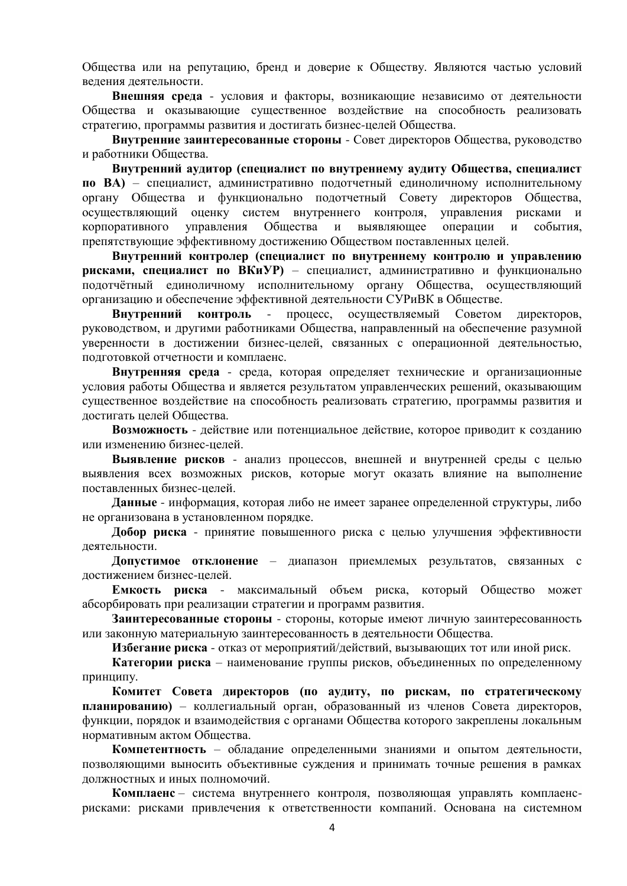Общества или на репутацию, бренд и доверие к Обществу. Являются частью условий ведения деятельности.

**Внешняя среда** - условия и факторы, возникающие независимо от деятельности Общества и оказывающие существенное воздействие на способность реализовать стратегию, программы развития и достигать бизнес-целей Общества.

**Внутренние заинтересованные стороны** - Совет директоров Общества, руководство и работники Общества.

**Внутренний аудитор (специалист по внутреннему аудиту Общества, специалист по ВА)** – специалист, административно подотчетный единоличному исполнительному органу Общества и функционально подотчетный Совету директоров Общества, осуществляющий оценку систем внутреннего контроля, управления рисками и корпоративного управления Общества и выявляющее операции и события, препятствующие эффективному достижению Обществом поставленных целей.

**Внутренний контролер (специалист по внутреннему контролю и управлению рисками, специалист по ВКиУР)** – специалист, административно и функционально подотчётный единоличному исполнительному органу Общества, осуществляющий организацию и обеспечение эффективной деятельности СУРиВК в Обществе.

**Внутренний контроль** - процесс, осуществляемый Советом директоров, руководством, и другими работниками Общества, направленный на обеспечение разумной уверенности в достижении бизнес-целей, связанных с операционной деятельностью, подготовкой отчетности и комплаенс.

**Внутренняя среда** - среда, которая определяет технические и организационные условия работы Общества и является результатом управленческих решений, оказывающим существенное воздействие на способность реализовать стратегию, программы развития и достигать целей Общества.

**Возможность** - действие или потенциальное действие, которое приводит к созданию или изменению бизнес-целей.

**Выявление рисков** - анализ процессов, внешней и внутренней среды с целью выявления всех возможных рисков, которые могут оказать влияние на выполнение поставленных бизнес-целей.

**Данные** - информация, которая либо не имеет заранее определенной структуры, либо не организована в установленном порядке.

**Добор риска** - принятие повышенного риска с целью улучшения эффективности деятельности.

**Допустимое отклонение** – диапазон приемлемых результатов, связанных с достижением бизнес-целей.

**Емкость риска** - максимальный объем риска, который Общество может абсорбировать при реализации стратегии и программ развития.

**Заинтересованные стороны** - стороны, которые имеют личную заинтересованность или законную материальную заинтересованность в деятельности Общества.

**Избегание риска** - отказ от мероприятий/действий, вызывающих тот или иной риск.

**Категории риска** – наименование группы рисков, объединенных по определенному принципу.

**Комитет Совета директоров (по аудиту, по рискам, по стратегическому планированию)** – коллегиальный орган, образованный из членов Совета директоров, функции, порядок и взаимодействия с органами Общества которого закреплены локальным нормативным актом Общества.

**Компетентность** – обладание определенными знаниями и опытом деятельности, позволяющими выносить объективные суждения и принимать точные решения в рамках должностных и иных полномочий.

**Комплаенс** – система внутреннего контроля, позволяющая управлять комплаенс-рисками: рисками привлечения к ответственности компаний. Основана на системном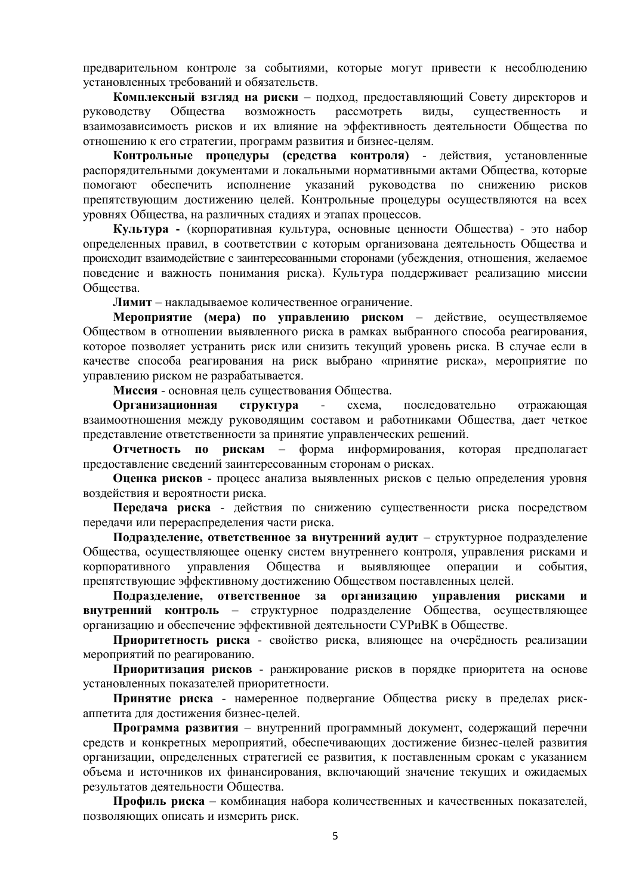предварительном контроле за событиями, которые могут привести к несоблюдению установленных требований и обязательств.

**Комплексный взгляд на риски** – подход, предоставляющий Совету директоров и руководству Общества возможность рассмотреть виды, существенность и взаимозависимость рисков и их влияние на эффективность деятельности Общества по отношению к его стратегии, программ развития и бизнес-целям.

**Контрольные процедуры (средства контроля)** - действия, установленные распорядительными документами и локальными нормативными актами Общества, которые помогают обеспечить исполнение указаний руководства по снижению рисков препятствующим достижению целей. Контрольные процедуры осуществляются на всех уровнях Общества, на различных стадиях и этапах процессов.

**Культура -** (корпоративная культура, основные ценности Общества) - это набор определенных правил, в соответствии с которым организована деятельность Общества и происходит взаимодействие с заинтересованными сторонами (убеждения, отношения, желаемое поведение и важность понимания риска). Культура поддерживает реализацию миссии Общества.

**Лимит** – накладываемое количественное ограничение.

**Мероприятие (мера) по управлению риском** – действие, осуществляемое Обществом в отношении выявленного риска в рамках выбранного способа реагирования, которое позволяет устранить риск или снизить текущий уровень риска. В случае если в качестве способа реагирования на риск выбрано «принятие риска», мероприятие по управлению риском не разрабатывается.

**Миссия** - основная цель существования Общества.

**Организационная структура** - схема, последовательно отражающая взаимоотношения между руководящим составом и работниками Общества, дает четкое представление ответственности за принятие управленческих решений.

**Отчетность по рискам** – форма информирования, которая предполагает предоставление сведений заинтересованным сторонам о рисках.

**Оценка рисков** - процесс анализа выявленных рисков с целью определения уровня воздействия и вероятности риска.

**Передача риска** - действия по снижению существенности риска посредством передачи или перераспределения части риска.

**Подразделение, ответственное за внутренний аудит** – структурное подразделение Общества, осуществляющее оценку систем внутреннего контроля, управления рисками и корпоративного управления Общества и выявляющее операции и события, препятствующие эффективному достижению Обществом поставленных целей.

**Подразделение, ответственное за организацию управления рисками и внутренний контроль** – структурное подразделение Общества, осуществляющее организацию и обеспечение эффективной деятельности СУРиВК в Обществе.

**Приоритетность риска** - свойство риска, влияющее на очерёдность реализации мероприятий по реагированию.

**Приоритизация рисков** - ранжирование рисков в порядке приоритета на основе установленных показателей приоритетности.

**Принятие риска** - намеренное подвергание Общества риску в пределах риск-аппетита для достижения бизнес-целей.

**Программа развития** – внутренний программный документ, содержащий перечни средств и конкретных мероприятий, обеспечивающих достижение бизнес-целей развития организации, определенных стратегией ее развития, к поставленным срокам с указанием объема и источников их финансирования, включающий значение текущих и ожидаемых результатов деятельности Общества.

**Профиль риска** – комбинация набора количественных и качественных показателей, позволяющих описать и измерить риск.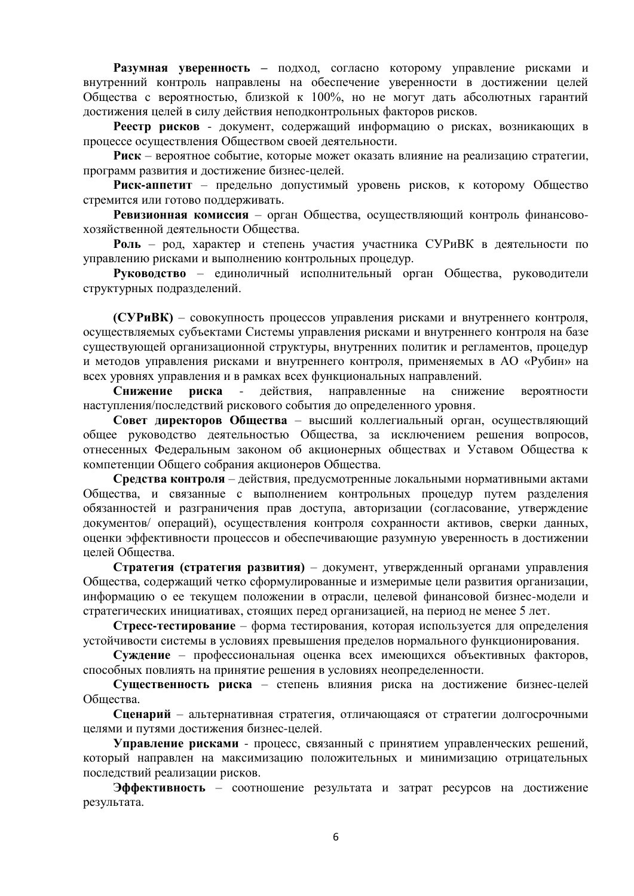**Разумная уверенность –** подход, согласно которому управление рисками и внутренний контроль направлены на обеспечение уверенности в достижении целей Общества с вероятностью, близкой к 100%, но не могут дать абсолютных гарантий достижения целей в силу действия неподконтрольных факторов рисков.

**Реестр рисков** - документ, содержащий информацию о рисках, возникающих в процессе осуществления Обществом своей деятельности.

**Риск** – вероятное событие, которые может оказать влияние на реализацию стратегии, программ развития и достижение бизнес-целей.

**Риск-аппетит** – предельно допустимый уровень рисков, к которому Общество стремится или готово поддерживать.

**Ревизионная комиссия** – орган Общества, осуществляющий контроль финансово-хозяйственной деятельности Общества.

**Роль** – род, характер и степень участия участника СУРиВК в деятельности по управлению рисками и выполнению контрольных процедур.

**Руководство** – единоличный исполнительный орган Общества, руководители структурных подразделений.

**(СУРиВК)** – совокупность процессов управления рисками и внутреннего контроля, осуществляемых субъектами Системы управления рисками и внутреннего контроля на базе существующей организационной структуры, внутренних политик и регламентов, процедур и методов управления рисками и внутреннего контроля, применяемых в АО «Рубин» на всех уровнях управления и в рамках всех функциональных направлений.

**Снижение риска** - действия, направленные на снижение вероятности наступления/последствий рискового события до определенного уровня.

**Совет директоров Общества** – высший коллегиальный орган, осуществляющий общее руководство деятельностью Общества, за исключением решения вопросов, отнесенных Федеральным законом об акционерных обществах и Уставом Общества к компетенции Общего собрания акционеров Общества.

**Средства контроля** – действия, предусмотренные локальными нормативными актами Общества, и связанные с выполнением контрольных процедур путем разделения обязанностей и разграничения прав доступа, авторизации (согласование, утверждение документов/ операций), осуществления контроля сохранности активов, сверки данных, оценки эффективности процессов и обеспечивающие разумную уверенность в достижении целей Общества.

**Стратегия (стратегия развития)** – документ, утвержденный органами управления Общества, содержащий четко сформулированные и измеримые цели развития организации, информацию о ее текущем положении в отрасли, целевой финансовой бизнес-модели и стратегических инициативах, стоящих перед организацией, на период не менее 5 лет.

**Стресс-тестирование** – форма тестирования, которая используется для определения устойчивости системы в условиях превышения пределов нормального функционирования.

**Суждение** – профессиональная оценка всех имеющихся объективных факторов, способных повлиять на принятие решения в условиях неопределенности.

**Существенность риска** – степень влияния риска на достижение бизнес-целей Общества.

**Сценарий** – альтернативная стратегия, отличающаяся от стратегии долгосрочными целями и путями достижения бизнес-целей.

**Управление рисками** - процесс, связанный с принятием управленческих решений, который направлен на максимизацию положительных и минимизацию отрицательных последствий реализации рисков.

**Эффективность** – соотношение результата и затрат ресурсов на достижение результата.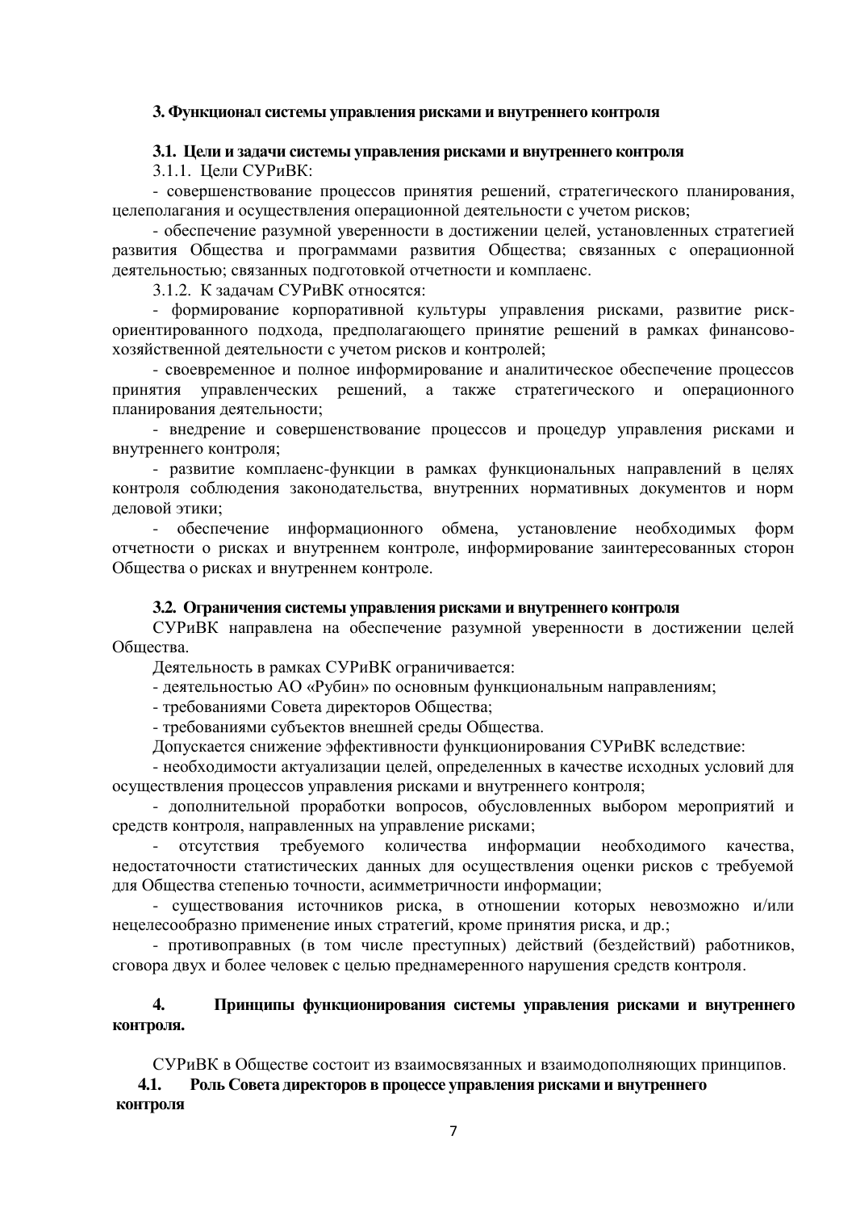## 3. Функционал системы управления рисками и внутреннего контроля

### 3.1. Цели и задачи системы управления рисками и внутреннего контроля

3.1.1. Цели СУРиВК:

- совершенствование процессов принятия решений, стратегического планирования, целеполагания и осуществления операционной деятельности с учетом рисков;
- обеспечение разумной уверенности в достижении целей, установленных стратегией развития Общества и программами развития Общества; связанных с операционной деятельностью; связанных подготовкой отчетности и комплаенс.

3.1.2. К задачам СУРиВК относятся:

- формирование корпоративной культуры управления рисками, развитие риск-ориентированного подхода, предполагающего принятие решений в рамках финансово-хозяйственной деятельности с учетом рисков и контролей;
- своевременное и полное информирование и аналитическое обеспечение процессов принятия управленческих решений, а также стратегического и операционного планирования деятельности;
- внедрение и совершенствование процессов и процедур управления рисками и внутреннего контроля;
- развитие комплаенс-функции в рамках функциональных направлений в целях контроля соблюдения законодательства, внутренних нормативных документов и норм деловой этики;
- обеспечение информационного обмена, установление необходимых форм отчетности о рисках и внутреннем контроле, информирование заинтересованных сторон Общества о рисках и внутреннем контроле.

### 3.2. Ограничения системы управления рисками и внутреннего контроля

СУРиВК направлена на обеспечение разумной уверенности в достижении целей Общества.

Деятельность в рамках СУРиВК ограничивается:

- деятельностью АО «Рубин» по основным функциональным направлениям;
- требованиями Совета директоров Общества;
- требованиями субъектов внешней среды Общества.

Допускается снижение эффективности функционирования СУРиВК вследствие:

- необходимости актуализации целей, определенных в качестве исходных условий для осуществления процессов управления рисками и внутреннего контроля;
- дополнительной проработки вопросов, обусловленных выбором мероприятий и средств контроля, направленных на управление рисками;
- отсутствия требуемого количества информации необходимого качества, недостаточности статистических данных для осуществления оценки рисков с требуемой для Общества степенью точности, асимметричности информации;
- существования источников риска, в отношении которых невозможно и/или нецелесообразно применение иных стратегий, кроме принятия риска, и др.;
- противоправных (в том числе преступных) действий (бездействий) работников, сговора двух и более человек с целью преднамеренного нарушения средств контроля.

## 4. Принципы функционирования системы управления рисками и внутреннего контроля.

СУРиВК в Обществе состоит из взаимосвязанных и взаимодополняющих принципов.

### 4.1. Роль Совета директоров в процессе управления рисками и внутреннего контроля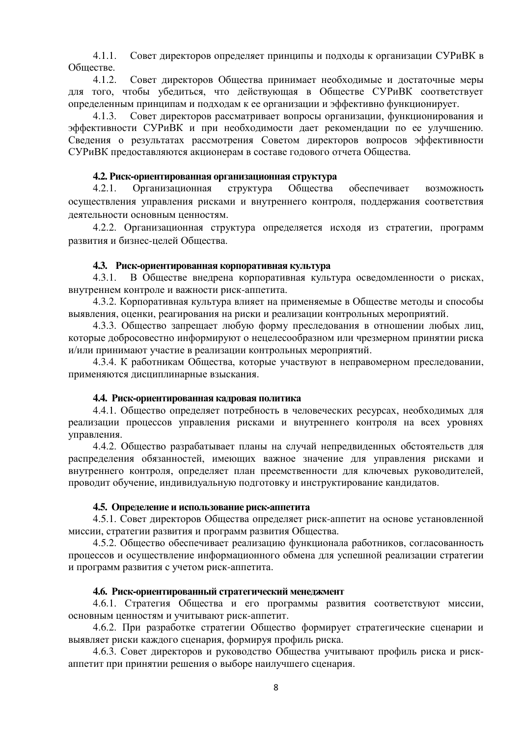4.1.1. Совет директоров определяет принципы и подходы к организации СУРиВК в Обществе.

4.1.2. Совет директоров Общества принимает необходимые и достаточные меры для того, чтобы убедиться, что действующая в Обществе СУРиВК соответствует определенным принципам и подходам к ее организации и эффективно функционирует.

4.1.3. Совет директоров рассматривает вопросы организации, функционирования и эффективности СУРиВК и при необходимости дает рекомендации по ее улучшению. Сведения о результатах рассмотрения Советом директоров вопросов эффективности СУРиВК предоставляются акционерам в составе годового отчета Общества.

### 4.2. Риск-ориентированная организационная структура

4.2.1. Организационная структура Общества обеспечивает возможность осуществления управления рисками и внутреннего контроля, поддержания соответствия деятельности основным ценностям.

4.2.2. Организационная структура определяется исходя из стратегии, программ развития и бизнес-целей Общества.

### 4.3. Риск-ориентированная корпоративная культура

4.3.1. В Обществе внедрена корпоративная культура осведомленности о рисках, внутреннем контроле и важности риск-аппетита.

4.3.2. Корпоративная культура влияет на применяемые в Обществе методы и способы выявления, оценки, реагирования на риски и реализации контрольных мероприятий.

4.3.3. Общество запрещает любую форму преследования в отношении любых лиц, которые добросовестно информируют о нецелесообразном или чрезмерном принятии риска и/или принимают участие в реализации контрольных мероприятий.

4.3.4. К работникам Общества, которые участвуют в неправомерном преследовании, применяются дисциплинарные взыскания.

### 4.4. Риск-ориентированная кадровая политика

4.4.1. Общество определяет потребность в человеческих ресурсах, необходимых для реализации процессов управления рисками и внутреннего контроля на всех уровнях управления.

4.4.2. Общество разрабатывает планы на случай непредвиденных обстоятельств для распределения обязанностей, имеющих важное значение для управления рисками и внутреннего контроля, определяет план преемственности для ключевых руководителей, проводит обучение, индивидуальную подготовку и инструктирование кандидатов.

### 4.5. Определение и использование риск-аппетита

4.5.1. Совет директоров Общества определяет риск-аппетит на основе установленной миссии, стратегии развития и программ развития Общества.

4.5.2. Общество обеспечивает реализацию функционала работников, согласованность процессов и осуществление информационного обмена для успешной реализации стратегии и программ развития с учетом риск-аппетита.

### 4.6. Риск-ориентированный стратегический менеджмент

4.6.1. Стратегия Общества и его программы развития соответствуют миссии, основным ценностям и учитывают риск-аппетит.

4.6.2. При разработке стратегии Общество формирует стратегические сценарии и выявляет риски каждого сценария, формируя профиль риска.

4.6.3. Совет директоров и руководство Общества учитывают профиль риска и риск-аппетит при принятии решения о выборе наилучшего сценария.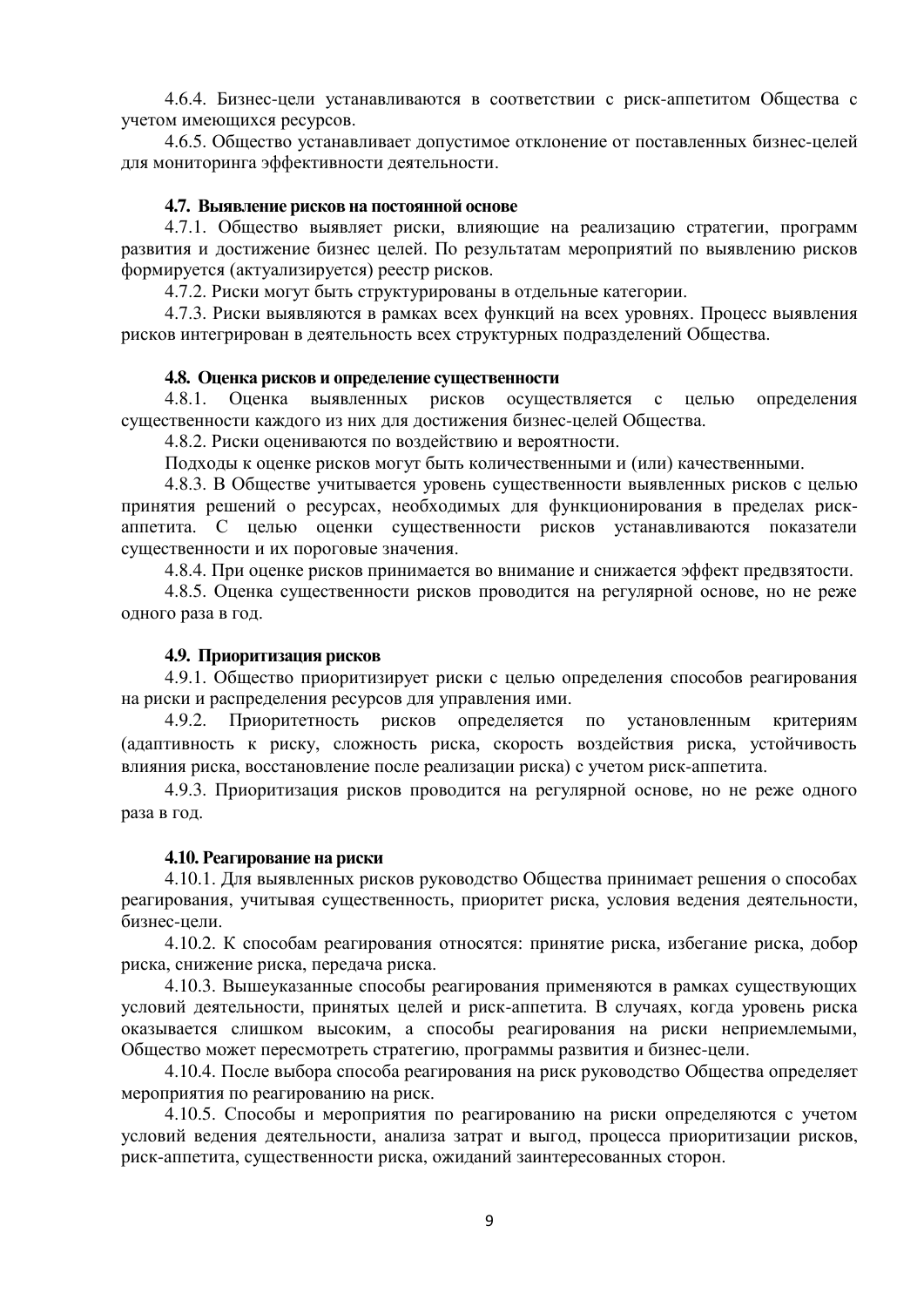4.6.4. Бизнес-цели устанавливаются в соответствии с риск-аппетитом Общества с учетом имеющихся ресурсов.

4.6.5. Общество устанавливает допустимое отклонение от поставленных бизнес-целей для мониторинга эффективности деятельности.

#### 4.7. Выявление рисков на постоянной основе

4.7.1. Общество выявляет риски, влияющие на реализацию стратегии, программ развития и достижение бизнес целей. По результатам мероприятий по выявлению рисков формируется (актуализируется) реестр рисков.

4.7.2. Риски могут быть структурированы в отдельные категории.

4.7.3. Риски выявляются в рамках всех функций на всех уровнях. Процесс выявления рисков интегрирован в деятельность всех структурных подразделений Общества.

#### 4.8. Оценка рисков и определение существенности

4.8.1. Оценка выявленных рисков осуществляется с целью определения существенности каждого из них для достижения бизнес-целей Общества.

4.8.2. Риски оцениваются по воздействию и вероятности.

Подходы к оценке рисков могут быть количественными и (или) качественными.

4.8.3. В Обществе учитывается уровень существенности выявленных рисков с целью принятия решений о ресурсах, необходимых для функционирования в пределах риск-аппетита. С целью оценки существенности рисков устанавливаются показатели существенности и их пороговые значения.

4.8.4. При оценке рисков принимается во внимание и снижается эффект предвзятости.

4.8.5. Оценка существенности рисков проводится на регулярной основе, но не реже одного раза в год.

#### 4.9. Приоритизация рисков

4.9.1. Общество приоритизирует риски с целью определения способов реагирования на риски и распределения ресурсов для управления ими.

4.9.2. Приоритетность рисков определяется по установленным критериям (адаптивность к риску, сложность риска, скорость воздействия риска, устойчивость влияния риска, восстановление после реализации риска) с учетом риск-аппетита.

4.9.3. Приоритизация рисков проводится на регулярной основе, но не реже одного раза в год.

#### 4.10. Реагирование на риски

4.10.1. Для выявленных рисков руководство Общества принимает решения о способах реагирования, учитывая существенность, приоритет риска, условия ведения деятельности, бизнес-цели.

4.10.2. К способам реагирования относятся: принятие риска, избегание риска, добор риска, снижение риска, передача риска.

4.10.3. Вышеуказанные способы реагирования применяются в рамках существующих условий деятельности, принятых целей и риск-аппетита. В случаях, когда уровень риска оказывается слишком высоким, а способы реагирования на риски неприемлемыми, Общество может пересмотреть стратегию, программы развития и бизнес-цели.

4.10.4. После выбора способа реагирования на риск руководство Общества определяет мероприятия по реагированию на риск.

4.10.5. Способы и мероприятия по реагированию на риски определяются с учетом условий ведения деятельности, анализа затрат и выгод, процесса приоритизации рисков, риск-аппетита, существенности риска, ожиданий заинтересованных сторон.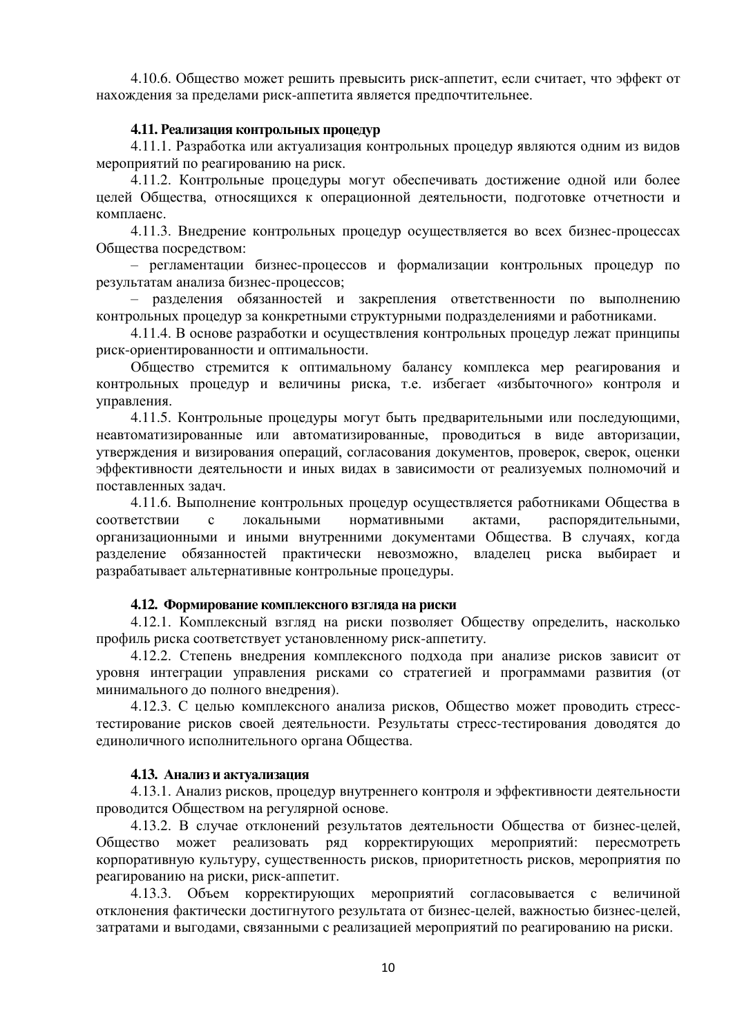4.10.6. Общество может решить превысить риск-аппетит, если считает, что эффект от нахождения за пределами риск-аппетита является предпочтительнее.

### 4.11. Реализация контрольных процедур

4.11.1. Разработка или актуализация контрольных процедур являются одним из видов мероприятий по реагированию на риск.

4.11.2. Контрольные процедуры могут обеспечивать достижение одной или более целей Общества, относящихся к операционной деятельности, подготовке отчетности и комплаенс.

4.11.3. Внедрение контрольных процедур осуществляется во всех бизнес-процессах Общества посредством:

– регламентации бизнес-процессов и формализации контрольных процедур по результатам анализа бизнес-процессов;

– разделения обязанностей и закрепления ответственности по выполнению контрольных процедур за конкретными структурными подразделениями и работниками.

4.11.4. В основе разработки и осуществления контрольных процедур лежат принципы риск-ориентированности и оптимальности.

Общество стремится к оптимальному балансу комплекса мер реагирования и контрольных процедур и величины риска, т.е. избегает «избыточного» контроля и управления.

4.11.5. Контрольные процедуры могут быть предварительными или последующими, неавтоматизированные или автоматизированные, проводиться в виде авторизации, утверждения и визирования операций, согласования документов, проверок, сверок, оценки эффективности деятельности и иных видах в зависимости от реализуемых полномочий и поставленных задач.

4.11.6. Выполнение контрольных процедур осуществляется работниками Общества в соответствии с локальными нормативными актами, распорядительными, организационными и иными внутренними документами Общества. В случаях, когда разделение обязанностей практически невозможно, владелец риска выбирает и разрабатывает альтернативные контрольные процедуры.

### 4.12. Формирование комплексного взгляда на риски

4.12.1. Комплексный взгляд на риски позволяет Обществу определить, насколько профиль риска соответствует установленному риск-аппетиту.

4.12.2. Степень внедрения комплексного подхода при анализе рисков зависит от уровня интеграции управления рисками со стратегией и программами развития (от минимального до полного внедрения).

4.12.3. С целью комплексного анализа рисков, Общество может проводить стресс-тестирование рисков своей деятельности. Результаты стресс-тестирования доводятся до единоличного исполнительного органа Общества.

### 4.13. Анализ и актуализация

4.13.1. Анализ рисков, процедур внутреннего контроля и эффективности деятельности проводится Обществом на регулярной основе.

4.13.2. В случае отклонений результатов деятельности Общества от бизнес-целей, Общество может реализовать ряд корректирующих мероприятий: пересмотреть корпоративную культуру, существенность рисков, приоритетность рисков, мероприятия по реагированию на риски, риск-аппетит.

4.13.3. Объем корректирующих мероприятий согласовывается с величиной отклонения фактически достигнутого результата от бизнес-целей, важностью бизнес-целей, затратами и выгодами, связанными с реализацией мероприятий по реагированию на риски.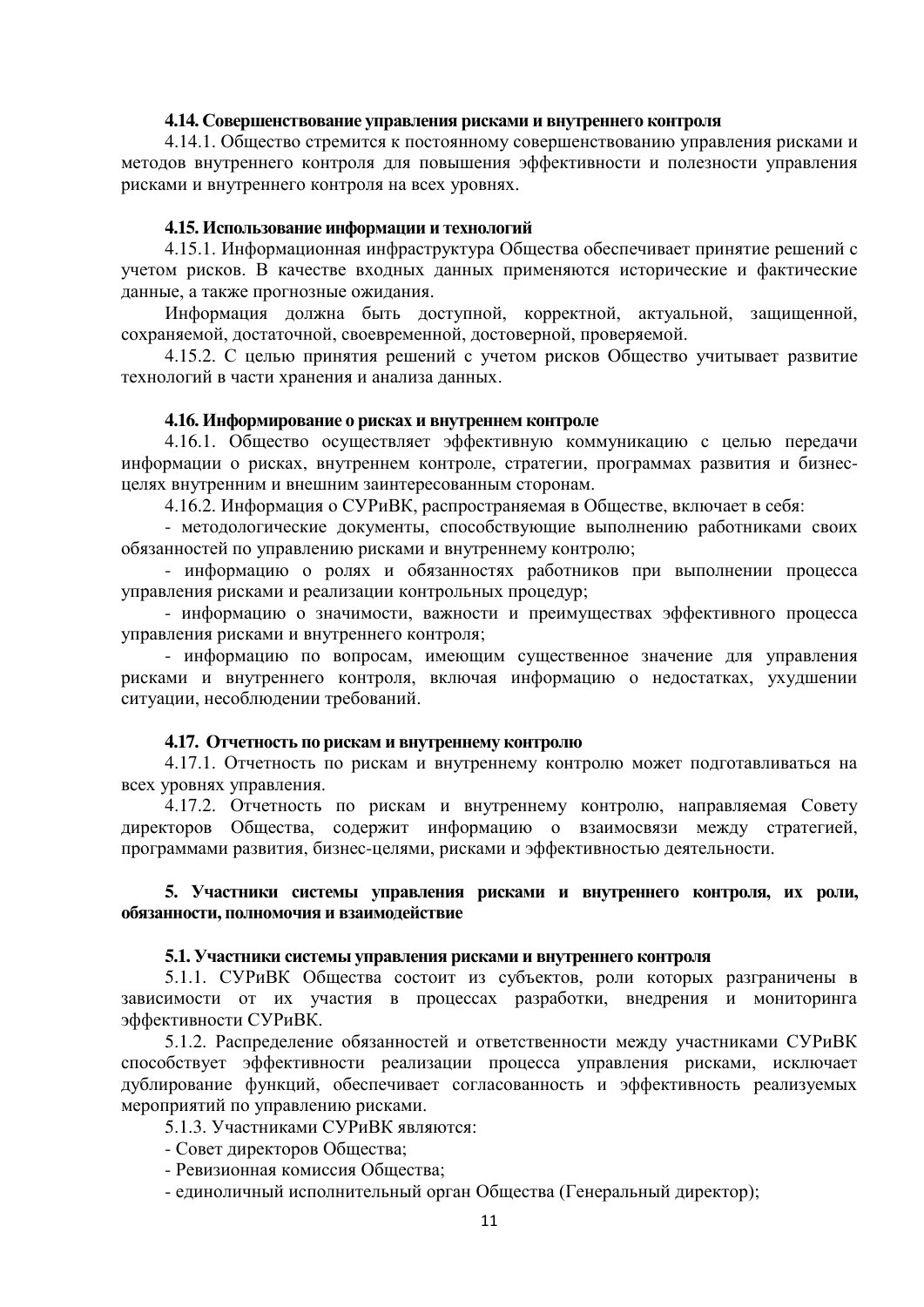#### 4.14. Совершенствование управления рисками и внутреннего контроля

4.14.1. Общество стремится к постоянному совершенствованию управления рисками и методов внутреннего контроля для повышения эффективности и полезности управления рисками и внутреннего контроля на всех уровнях.

#### 4.15. Использование информации и технологий

4.15.1. Информационная инфраструктура Общества обеспечивает принятие решений с учетом рисков. В качестве входных данных применяются исторические и фактические данные, а также прогнозные ожидания.

Информация должна быть доступной, корректной, актуальной, защищенной, сохраняемой, достаточной, своевременной, достоверной, проверяемой.

4.15.2. С целью принятия решений с учетом рисков Общество учитывает развитие технологий в части хранения и анализа данных.

#### 4.16. Информирование о рисках и внутреннем контроле

4.16.1. Общество осуществляет эффективную коммуникацию с целью передачи информации о рисках, внутреннем контроле, стратегии, программах развития и бизнес-целях внутренним и внешним заинтересованным сторонам.

4.16.2. Информация о СУРиВК, распространяемая в Обществе, включает в себя:

- методологические документы, способствующие выполнению работниками своих обязанностей по управлению рисками и внутреннему контролю;
- информацию о ролях и обязанностях работников при выполнении процесса управления рисками и реализации контрольных процедур;
- информацию о значимости, важности и преимуществах эффективного процесса управления рисками и внутреннего контроля;
- информацию по вопросам, имеющим существенное значение для управления рисками и внутреннего контроля, включая информацию о недостатках, ухудшении ситуации, несоблюдении требований.

#### 4.17. Отчетность по рискам и внутреннему контролю

4.17.1. Отчетность по рискам и внутреннему контролю может подготавливаться на всех уровнях управления.

4.17.2. Отчетность по рискам и внутреннему контролю, направляемая Совету директоров Общества, содержит информацию о взаимосвязи между стратегией, программами развития, бизнес-целями, рисками и эффективностью деятельности.

### 5. Участники системы управления рисками и внутреннего контроля, их роли, обязанности, полномочия и взаимодействие

#### 5.1. Участники системы управления рисками и внутреннего контроля

5.1.1. СУРиВК Общества состоит из субъектов, роли которых разграничены в зависимости от их участия в процессах разработки, внедрения и мониторинга эффективности СУРиВК.

5.1.2. Распределение обязанностей и ответственности между участниками СУРиВК способствует эффективности реализации процесса управления рисками, исключает дублирование функций, обеспечивает согласованность и эффективность реализуемых мероприятий по управлению рисками.

5.1.3. Участниками СУРиВК являются:

- Совет директоров Общества;
- Ревизионная комиссия Общества;
- единоличный исполнительный орган Общества (Генеральный директор);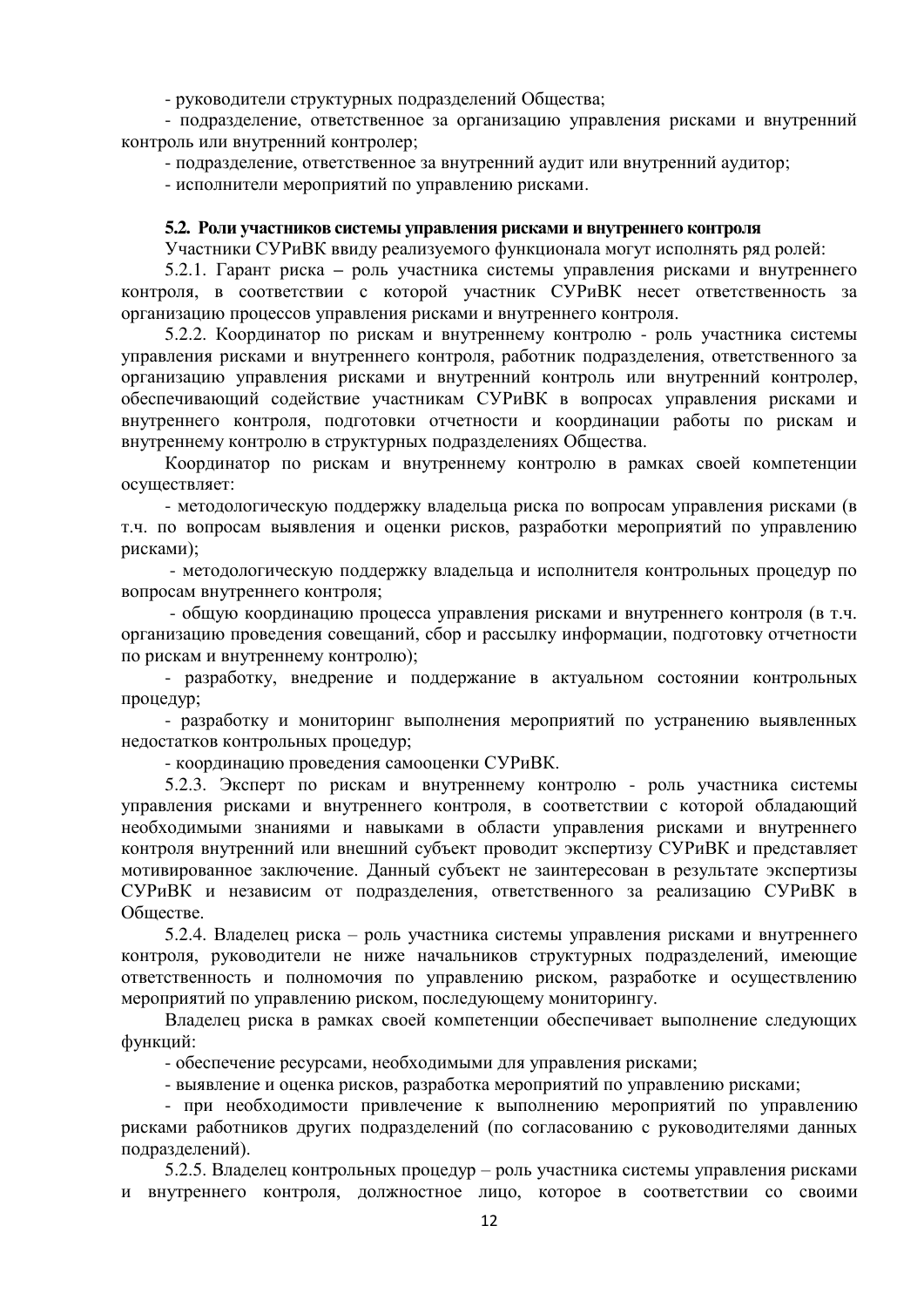- руководители структурных подразделений Общества;

- подразделение, ответственное за организацию управления рисками и внутренний контроль или внутренний контролер;

- подразделение, ответственное за внутренний аудит или внутренний аудитор;

- исполнители мероприятий по управлению рисками.

### 5.2. Роли участников системы управления рисками и внутреннего контроля

Участники СУРиВК ввиду реализуемого функционала могут исполнять ряд ролей:

5.2.1. Гарант риска – роль участника системы управления рисками и внутреннего контроля, в соответствии с которой участник СУРиВК несет ответственность за организацию процессов управления рисками и внутреннего контроля.

5.2.2. Координатор по рискам и внутреннему контролю - роль участника системы управления рисками и внутреннего контроля, работник подразделения, ответственного за организацию управления рисками и внутренний контроль или внутренний контролер, обеспечивающий содействие участникам СУРиВК в вопросах управления рисками и внутреннего контроля, подготовки отчетности и координации работы по рискам и внутреннему контролю в структурных подразделениях Общества.

Координатор по рискам и внутреннему контролю в рамках своей компетенции осуществляет:

- методологическую поддержку владельца риска по вопросам управления рисками (в т.ч. по вопросам выявления и оценки рисков, разработки мероприятий по управлению рисками);

- методологическую поддержку владельца и исполнителя контрольных процедур по вопросам внутреннего контроля;

- общую координацию процесса управления рисками и внутреннего контроля (в т.ч. организацию проведения совещаний, сбор и рассылку информации, подготовку отчетности по рискам и внутреннему контролю);

- разработку, внедрение и поддержание в актуальном состоянии контрольных процедур;

- разработку и мониторинг выполнения мероприятий по устранению выявленных недостатков контрольных процедур;

- координацию проведения самооценки СУРиВК.

5.2.3. Эксперт по рискам и внутреннему контролю - роль участника системы управления рисками и внутреннего контроля, в соответствии с которой обладающий необходимыми знаниями и навыками в области управления рисками и внутреннего контроля внутренний или внешний субъект проводит экспертизу СУРиВК и представляет мотивированное заключение. Данный субъект не заинтересован в результате экспертизы СУРиВК и независим от подразделения, ответственного за реализацию СУРиВК в Обществе.

5.2.4. Владелец риска – роль участника системы управления рисками и внутреннего контроля, руководители не ниже начальников структурных подразделений, имеющие ответственность и полномочия по управлению риском, разработке и осуществлению мероприятий по управлению риском, последующему мониторингу.

Владелец риска в рамках своей компетенции обеспечивает выполнение следующих функций:

- обеспечение ресурсами, необходимыми для управления рисками;

- выявление и оценка рисков, разработка мероприятий по управлению рисками;

- при необходимости привлечение к выполнению мероприятий по управлению рисками работников других подразделений (по согласованию с руководителями данных подразделений).

5.2.5. Владелец контрольных процедур – роль участника системы управления рисками и внутреннего контроля, должностное лицо, которое в соответствии со своими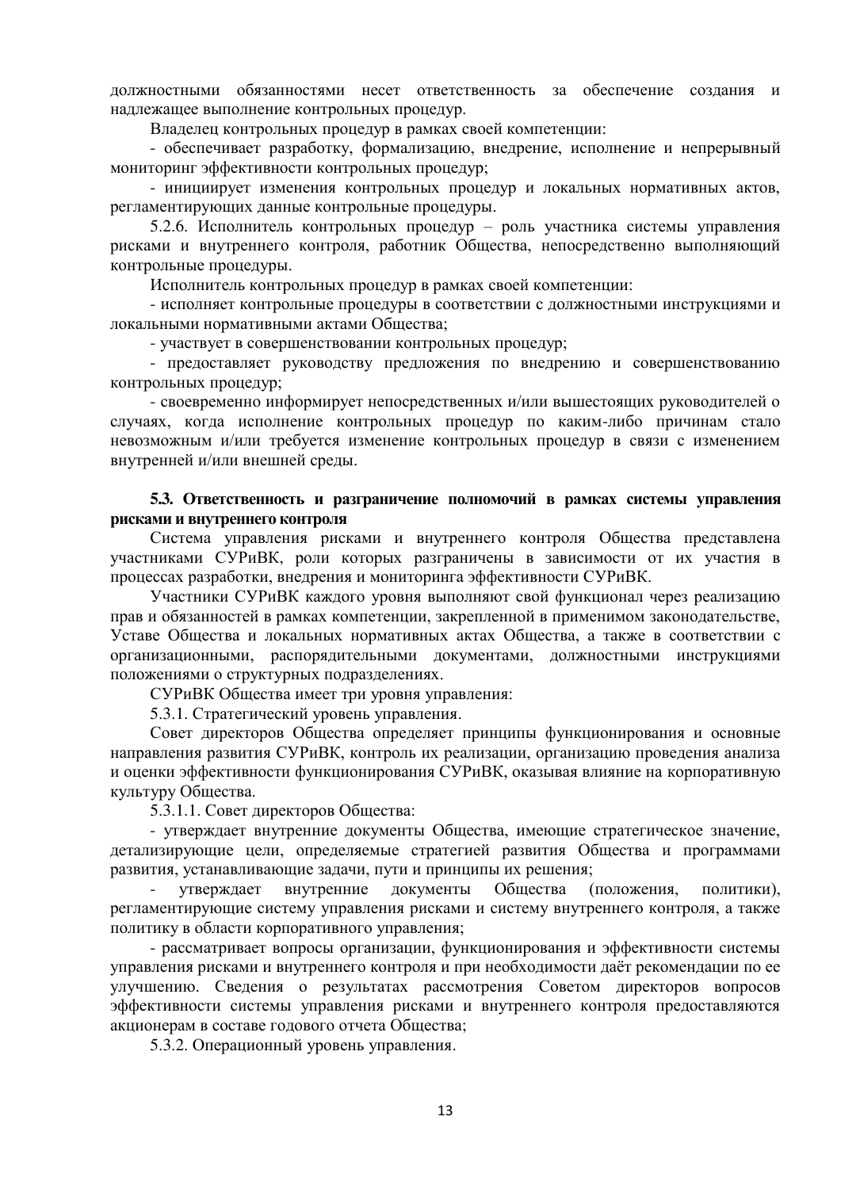должностными обязанностями несет ответственность за обеспечение создания и надлежащее выполнение контрольных процедур.

Владелец контрольных процедур в рамках своей компетенции:

- обеспечивает разработку, формализацию, внедрение, исполнение и непрерывный мониторинг эффективности контрольных процедур;

- инициирует изменения контрольных процедур и локальных нормативных актов, регламентирующих данные контрольные процедуры.

5.2.6. Исполнитель контрольных процедур – роль участника системы управления рисками и внутреннего контроля, работник Общества, непосредственно выполняющий контрольные процедуры.

Исполнитель контрольных процедур в рамках своей компетенции:

- исполняет контрольные процедуры в соответствии с должностными инструкциями и локальными нормативными актами Общества;

- участвует в совершенствовании контрольных процедур;

- предоставляет руководству предложения по внедрению и совершенствованию контрольных процедур;

- своевременно информирует непосредственных и/или вышестоящих руководителей о случаях, когда исполнение контрольных процедур по каким-либо причинам стало невозможным и/или требуется изменение контрольных процедур в связи с изменением внутренней и/или внешней среды.

**5.3. Ответственность и разграничение полномочий в рамках системы управления рисками и внутреннего контроля**

Система управления рисками и внутреннего контроля Общества представлена участниками СУРиВК, роли которых разграничены в зависимости от их участия в процессах разработки, внедрения и мониторинга эффективности СУРиВК.

Участники СУРиВК каждого уровня выполняют свой функционал через реализацию прав и обязанностей в рамках компетенции, закрепленной в применимом законодательстве, Уставе Общества и локальных нормативных актах Общества, а также в соответствии с организационными, распорядительными документами, должностными инструкциями положениями о структурных подразделениях.

СУРиВК Общества имеет три уровня управления:

5.3.1. Стратегический уровень управления.

Совет директоров Общества определяет принципы функционирования и основные направления развития СУРиВК, контроль их реализации, организацию проведения анализа и оценки эффективности функционирования СУРиВК, оказывая влияние на корпоративную культуру Общества.

5.3.1.1. Совет директоров Общества:

- утверждает внутренние документы Общества, имеющие стратегическое значение, детализирующие цели, определяемые стратегией развития Общества и программами развития, устанавливающие задачи, пути и принципы их решения;

- утверждает внутренние документы Общества (положения, политики), регламентирующие систему управления рисками и систему внутреннего контроля, а также политику в области корпоративного управления;

- рассматривает вопросы организации, функционирования и эффективности системы управления рисками и внутреннего контроля и при необходимости даёт рекомендации по ее улучшению. Сведения о результатах рассмотрения Советом директоров вопросов эффективности системы управления рисками и внутреннего контроля предоставляются акционерам в составе годового отчета Общества;

5.3.2. Операционный уровень управления.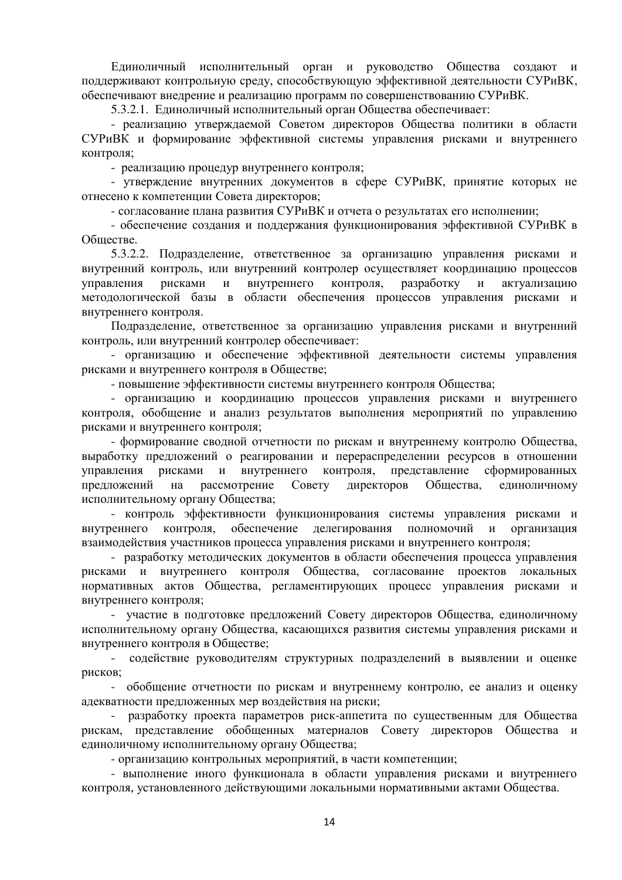Единоличный исполнительный орган и руководство Общества создают и поддерживают контрольную среду, способствующую эффективной деятельности СУРиВК, обеспечивают внедрение и реализацию программ по совершенствованию СУРиВК.

5.3.2.1. Единоличный исполнительный орган Общества обеспечивает:

- реализацию утверждаемой Советом директоров Общества политики в области СУРиВК и формирование эффективной системы управления рисками и внутреннего контроля;
- реализацию процедур внутреннего контроля;
- утверждение внутренних документов в сфере СУРиВК, принятие которых не отнесено к компетенции Совета директоров;
- согласование плана развития СУРиВК и отчета о результатах его исполнении;
- обеспечение создания и поддержания функционирования эффективной СУРиВК в Обществе.

5.3.2.2. Подразделение, ответственное за организацию управления рисками и внутренний контроль, или внутренний контролер осуществляет координацию процессов управления рисками и внутреннего контроля, разработку и актуализацию методологической базы в области обеспечения процессов управления рисками и внутреннего контроля.

Подразделение, ответственное за организацию управления рисками и внутренний контроль, или внутренний контролер обеспечивает:

- организацию и обеспечение эффективной деятельности системы управления рисками и внутреннего контроля в Обществе;
- повышение эффективности системы внутреннего контроля Общества;
- организацию и координацию процессов управления рисками и внутреннего контроля, обобщение и анализ результатов выполнения мероприятий по управлению рисками и внутреннего контроля;
- формирование сводной отчетности по рискам и внутреннему контролю Общества, выработку предложений о реагировании и перераспределении ресурсов в отношении управления рисками и внутреннего контроля, представление сформированных предложений на рассмотрение Совету директоров Общества, единоличному исполнительному органу Общества;
- контроль эффективности функционирования системы управления рисками и внутреннего контроля, обеспечение делегирования полномочий и организация взаимодействия участников процесса управления рисками и внутреннего контроля;
- разработку методических документов в области обеспечения процесса управления рисками и внутреннего контроля Общества, согласование проектов локальных нормативных актов Общества, регламентирующих процесс управления рисками и внутреннего контроля;
- участие в подготовке предложений Совету директоров Общества, единоличному исполнительному органу Общества, касающихся развития системы управления рисками и внутреннего контроля в Обществе;
- содействие руководителям структурных подразделений в выявлении и оценке рисков;
- обобщение отчетности по рискам и внутреннему контролю, ее анализ и оценку адекватности предложенных мер воздействия на риски;
- разработку проекта параметров риск-аппетита по существенным для Общества рискам, представление обобщенных материалов Совету директоров Общества и единоличному исполнительному органу Общества;
- организацию контрольных мероприятий, в части компетенции;
- выполнение иного функционала в области управления рисками и внутреннего контроля, установленного действующими локальными нормативными актами Общества.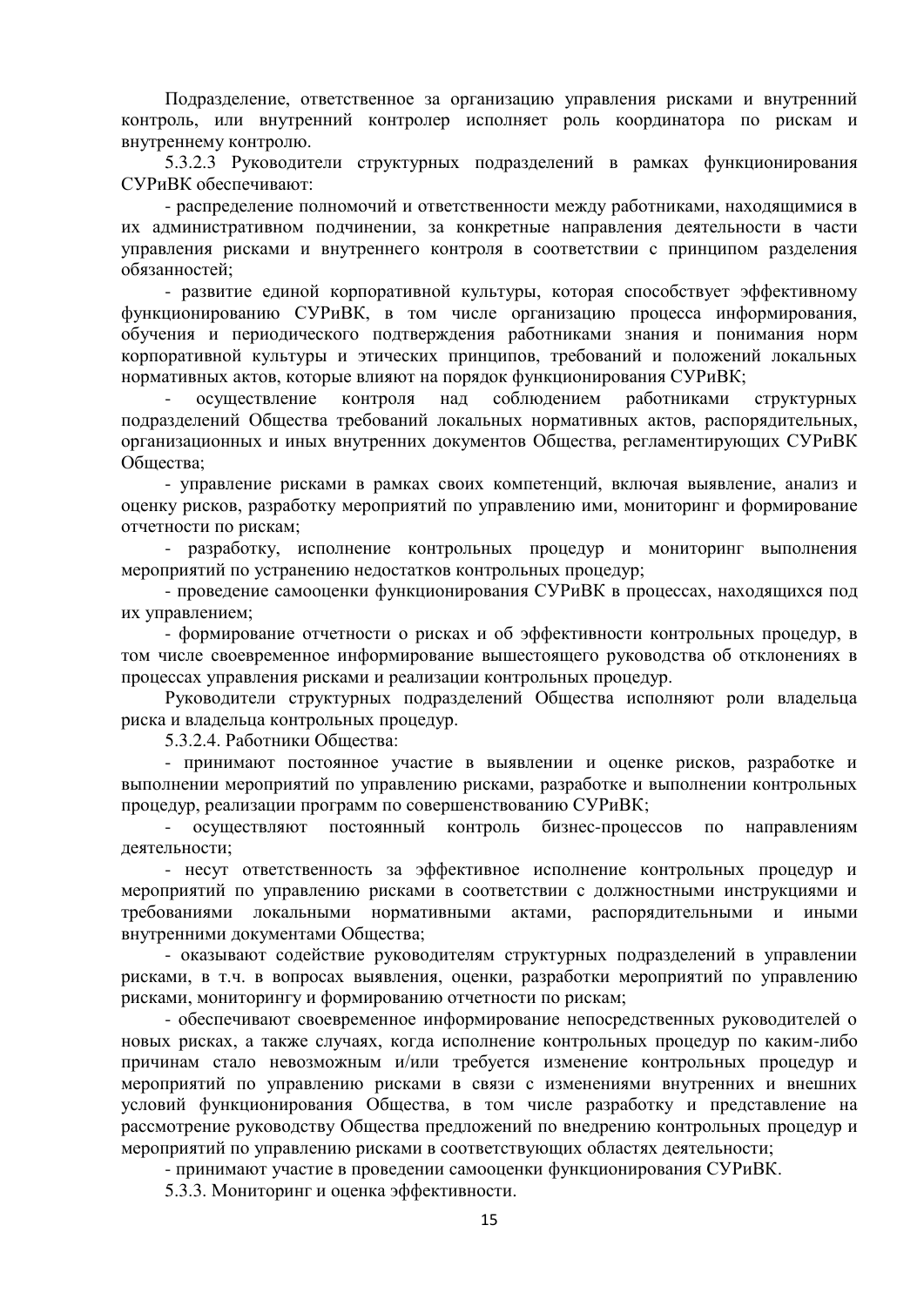Подразделение, ответственное за организацию управления рисками и внутренний контроль, или внутренний контролер исполняет роль координатора по рискам и внутреннему контролю.

5.3.2.3 Руководители структурных подразделений в рамках функционирования СУРиВК обеспечивают:

- распределение полномочий и ответственности между работниками, находящимися в их административном подчинении, за конкретные направления деятельности в части управления рисками и внутреннего контроля в соответствии с принципом разделения обязанностей;

- развитие единой корпоративной культуры, которая способствует эффективному функционированию СУРиВК, в том числе организацию процесса информирования, обучения и периодического подтверждения работниками знания и понимания норм корпоративной культуры и этических принципов, требований и положений локальных нормативных актов, которые влияют на порядок функционирования СУРиВК;

- осуществление контроля над соблюдением работниками структурных подразделений Общества требований локальных нормативных актов, распорядительных, организационных и иных внутренних документов Общества, регламентирующих СУРиВК Общества;

- управление рисками в рамках своих компетенций, включая выявление, анализ и оценку рисков, разработку мероприятий по управлению ими, мониторинг и формирование отчетности по рискам;

- разработку, исполнение контрольных процедур и мониторинг выполнения мероприятий по устранению недостатков контрольных процедур;

- проведение самооценки функционирования СУРиВК в процессах, находящихся под их управлением;

- формирование отчетности о рисках и об эффективности контрольных процедур, в том числе своевременное информирование вышестоящего руководства об отклонениях в процессах управления рисками и реализации контрольных процедур.

Руководители структурных подразделений Общества исполняют роли владельца риска и владельца контрольных процедур.

5.3.2.4. Работники Общества:

- принимают постоянное участие в выявлении и оценке рисков, разработке и выполнении мероприятий по управлению рисками, разработке и выполнении контрольных процедур, реализации программ по совершенствованию СУРиВК;

- осуществляют постоянный контроль бизнес-процессов по направлениям деятельности;

- несут ответственность за эффективное исполнение контрольных процедур и мероприятий по управлению рисками в соответствии с должностными инструкциями и требованиями локальными нормативными актами, распорядительными и иными внутренними документами Общества;

- оказывают содействие руководителям структурных подразделений в управлении рисками, в т.ч. в вопросах выявления, оценки, разработки мероприятий по управлению рисками, мониторингу и формированию отчетности по рискам;

- обеспечивают своевременное информирование непосредственных руководителей о новых рисках, а также случаях, когда исполнение контрольных процедур по каким-либо причинам стало невозможным и/или требуется изменение контрольных процедур и мероприятий по управлению рисками в связи с изменениями внутренних и внешних условий функционирования Общества, в том числе разработку и представление на рассмотрение руководству Общества предложений по внедрению контрольных процедур и мероприятий по управлению рисками в соответствующих областях деятельности;

- принимают участие в проведении самооценки функционирования СУРиВК.

5.3.3. Мониторинг и оценка эффективности.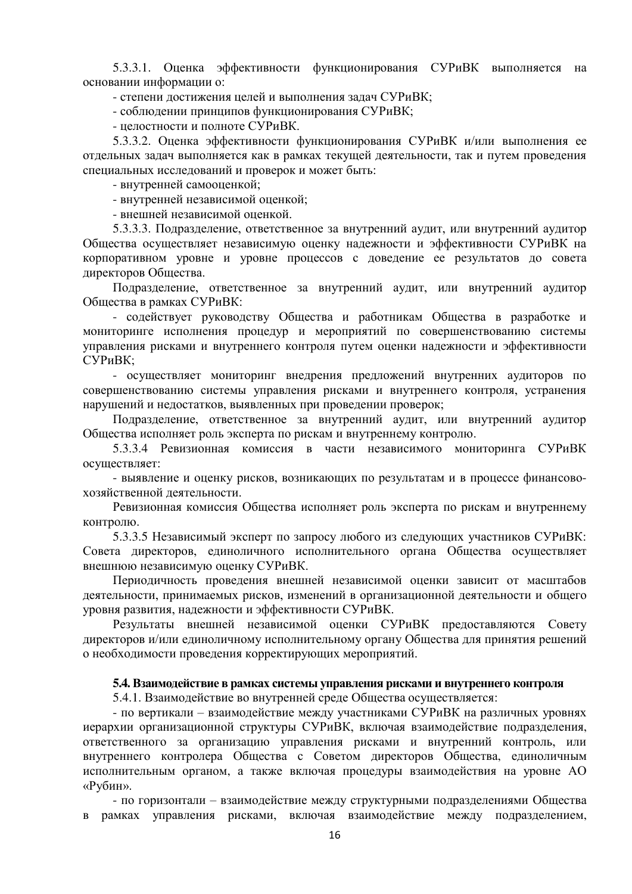5.3.3.1. Оценка эффективности функционирования СУРиВК выполняется на основании информации о:

- степени достижения целей и выполнения задач СУРиВК;
- соблюдении принципов функционирования СУРиВК;
- целостности и полноте СУРиВК.

5.3.3.2. Оценка эффективности функционирования СУРиВК и/или выполнения ее отдельных задач выполняется как в рамках текущей деятельности, так и путем проведения специальных исследований и проверок и может быть:

- внутренней самооценкой;
- внутренней независимой оценкой;
- внешней независимой оценкой.

5.3.3.3. Подразделение, ответственное за внутренний аудит, или внутренний аудитор Общества осуществляет независимую оценку надежности и эффективности СУРиВК на корпоративном уровне и уровне процессов с доведение ее результатов до совета директоров Общества.

Подразделение, ответственное за внутренний аудит, или внутренний аудитор Общества в рамках СУРиВК:

- содействует руководству Общества и работникам Общества в разработке и мониторинге исполнения процедур и мероприятий по совершенствованию системы управления рисками и внутреннего контроля путем оценки надежности и эффективности СУРиВК;
- осуществляет мониторинг внедрения предложений внутренних аудиторов по совершенствованию системы управления рисками и внутреннего контроля, устранения нарушений и недостатков, выявленных при проведении проверок;

Подразделение, ответственное за внутренний аудит, или внутренний аудитор Общества исполняет роль эксперта по рискам и внутреннему контролю.

5.3.3.4 Ревизионная комиссия в части независимого мониторинга СУРиВК осуществляет:

- выявление и оценку рисков, возникающих по результатам и в процессе финансово-хозяйственной деятельности.

Ревизионная комиссия Общества исполняет роль эксперта по рискам и внутреннему контролю.

5.3.3.5 Независимый эксперт по запросу любого из следующих участников СУРиВК: Совета директоров, единоличного исполнительного органа Общества осуществляет внешнюю независимую оценку СУРиВК.

Периодичность проведения внешней независимой оценки зависит от масштабов деятельности, принимаемых рисков, изменений в организационной деятельности и общего уровня развития, надежности и эффективности СУРиВК.

Результаты внешней независимой оценки СУРиВК предоставляются Совету директоров и/или единоличному исполнительному органу Общества для принятия решений о необходимости проведения корректирующих мероприятий.

### 5.4. Взаимодействие в рамках системы управления рисками и внутреннего контроля

5.4.1. Взаимодействие во внутренней среде Общества осуществляется:

- по вертикали – взаимодействие между участниками СУРиВК на различных уровнях иерархии организационной структуры СУРиВК, включая взаимодействие подразделения, ответственного за организацию управления рисками и внутренний контроль, или внутреннего контролера Общества с Советом директоров Общества, единоличным исполнительным органом, а также включая процедуры взаимодействия на уровне АО «Рубин».
- по горизонтали – взаимодействие между структурными подразделениями Общества в рамках управления рисками, включая взаимодействие между подразделением,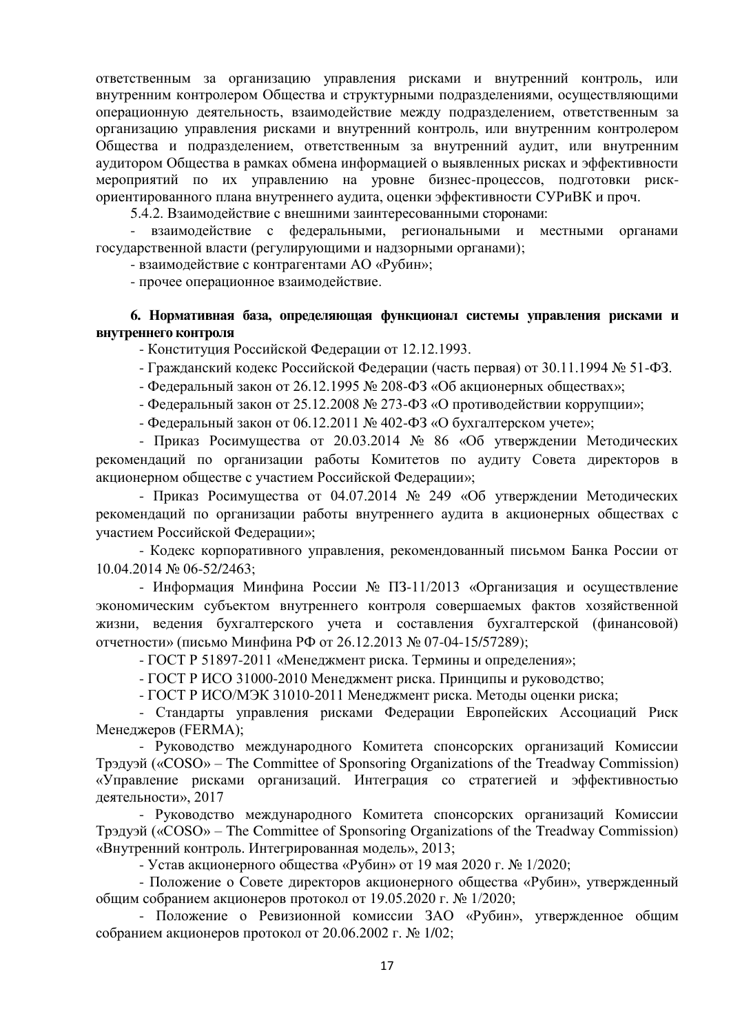ответственным за организацию управления рисками и внутренний контроль, или внутренним контролером Общества и структурными подразделениями, осуществляющими операционную деятельность, взаимодействие между подразделением, ответственным за организацию управления рисками и внутренний контроль, или внутренним контролером Общества и подразделением, ответственным за внутренний аудит, или внутренним аудитором Общества в рамках обмена информацией о выявленных рисках и эффективности мероприятий по их управлению на уровне бизнес-процессов, подготовки риск-ориентированного плана внутреннего аудита, оценки эффективности СУРиВК и проч.

5.4.2. Взаимодействие с внешними заинтересованными сторонами:

- взаимодействие с федеральными, региональными и местными органами государственной власти (регулирующими и надзорными органами);
- взаимодействие с контрагентами АО «Рубин»;
- прочее операционное взаимодействие.

**6. Нормативная база, определяющая функционал системы управления рисками и внутреннего контроля**

- Конституция Российской Федерации от 12.12.1993.
- Гражданский кодекс Российской Федерации (часть первая) от 30.11.1994 № 51-ФЗ.
- Федеральный закон от 26.12.1995 № 208-ФЗ «Об акционерных обществах»;
- Федеральный закон от 25.12.2008 № 273-ФЗ «О противодействии коррупции»;
- Федеральный закон от 06.12.2011 № 402-ФЗ «О бухгалтерском учете»;
- Приказ Росимущества от 20.03.2014 № 86 «Об утверждении Методических рекомендаций по организации работы Комитетов по аудиту Совета директоров в акционерном обществе с участием Российской Федерации»;
- Приказ Росимущества от 04.07.2014 № 249 «Об утверждении Методических рекомендаций по организации работы внутреннего аудита в акционерных обществах с участием Российской Федерации»;
- Кодекс корпоративного управления, рекомендованный письмом Банка России от 10.04.2014 № 06-52/2463;
- Информация Минфина России № ПЗ-11/2013 «Организация и осуществление экономическим субъектом внутреннего контроля совершаемых фактов хозяйственной жизни, ведения бухгалтерского учета и составления бухгалтерской (финансовой) отчетности» (письмо Минфина РФ от 26.12.2013 № 07-04-15/57289);
- ГОСТ Р 51897-2011 «Менеджмент риска. Термины и определения»;
- ГОСТ Р ИСО 31000-2010 Менеджмент риска. Принципы и руководство;
- ГОСТ Р ИСО/МЭК 31010-2011 Менеджмент риска. Методы оценки риска;
- Стандарты управления рисками Федерации Европейских Ассоциаций Риск Менеджеров (FERMA);
- Руководство международного Комитета спонсорских организаций Комиссии Трэдуэй («COSO» – The Committee of Sponsoring Organizations of the Treadway Commission) «Управление рисками организаций. Интеграция со стратегией и эффективностью деятельности», 2017
- Руководство международного Комитета спонсорских организаций Комиссии Трэдуэй («COSO» – The Committee of Sponsoring Organizations of the Treadway Commission) «Внутренний контроль. Интегрированная модель», 2013;
- Устав акционерного общества «Рубин» от 19 мая 2020 г. № 1/2020;
- Положение о Совете директоров акционерного общества «Рубин», утвержденный общим собранием акционеров протокол от 19.05.2020 г. № 1/2020;
- Положение о Ревизионной комиссии ЗАО «Рубин», утвержденное общим собранием акционеров протокол от 20.06.2002 г. № 1/02;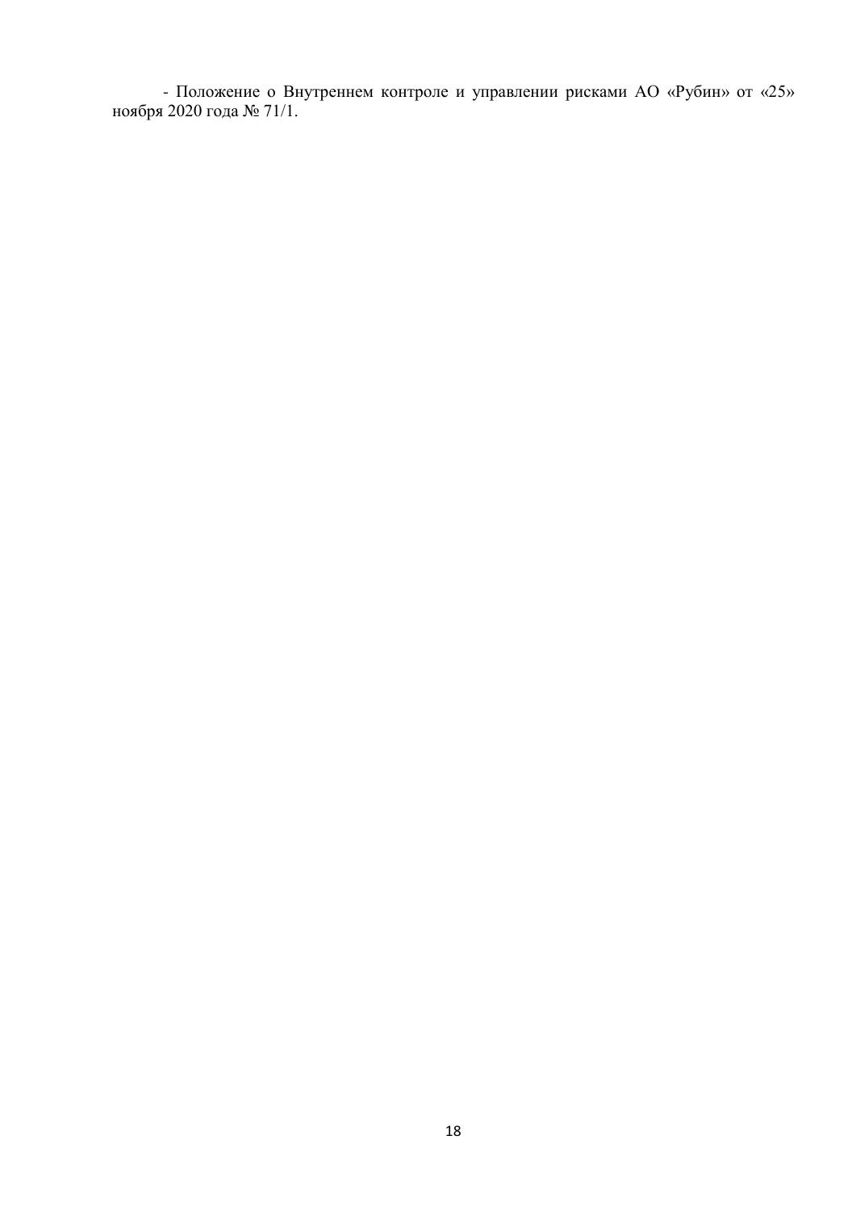- Положение о Внутреннем контроле и управлении рисками АО «Рубин» от «25» ноября 2020 года № 71/1.